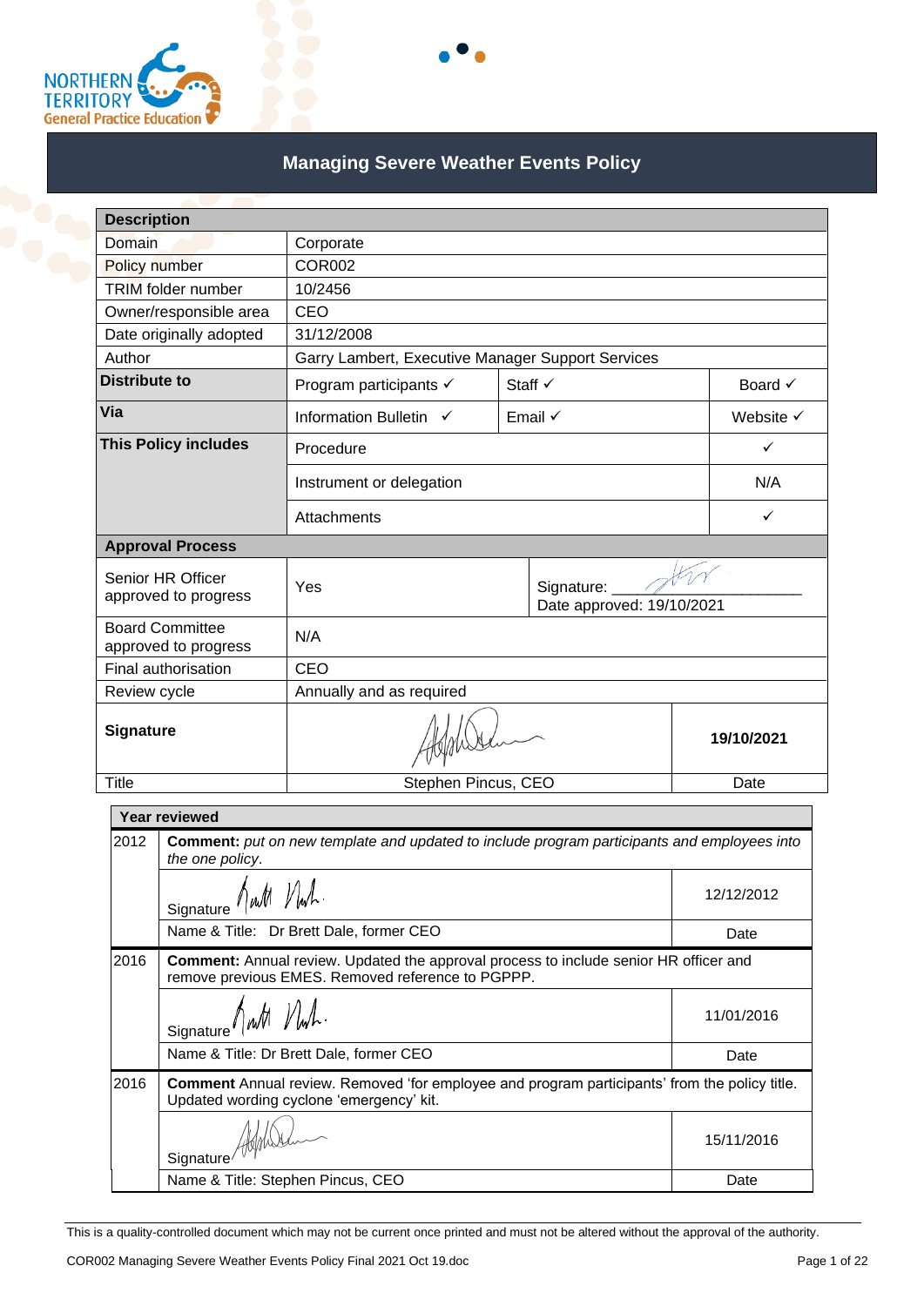# Managing Severe Weather Events Policy

| Description | | | |
|---|---|---|---|
| Domain | Corporate | | |
| Policy number | COR002 | | |
| TRIM folder number | 10/2456 | | |
| Owner/responsible area | CEO | | |
| Date originally adopted | 31/12/2008 | | |
| Author | Garry Lambert, Executive Manager Support Services | | |
| **Distribute to** | Program participants ✓ | Staff ✓ | Board ✓ |
| **Via** | Information Bulletin ✓ | Email ✓ | Website ✓ |
| **This Policy includes** | Procedure | | ✓ |
| | Instrument or delegation | | N/A |
| | Attachments | | ✓ |
| **Approval Process** | | | |
| Senior HR Officer approved to progress | Yes | Signature: ________ Date approved: 19/10/2021 | |
| Board Committee approved to progress | N/A | | |
| Final authorisation | CEO | | |
| Review cycle | Annually and as required | | |
| **Signature** | | | **19/10/2021** |
| Title | Stephen Pincus, CEO | | Date |

| Year reviewed | | |
|---|---|---|
| 2012 | **Comment:** *put on new template and updated to include program participants and employees into the one policy*. | |
| | Signature | 12/12/2012 |
| | Name & Title: Dr Brett Dale, former CEO | Date |
| 2016 | **Comment:** Annual review. Updated the approval process to include senior HR officer and remove previous EMES. Removed reference to PGPPP. | |
| | Signature | 11/01/2016 |
| | Name & Title: Dr Brett Dale, former CEO | Date |
| 2016 | **Comment** Annual review. Removed 'for employee and program participants' from the policy title. Updated wording cyclone 'emergency' kit. | |
| | Signature | 15/11/2016 |
| | Name & Title: Stephen Pincus, CEO | Date |

This is a quality-controlled document which may not be current once printed and must not be altered without the approval of the authority.

COR002 Managing Severe Weather Events Policy Final 2021 Oct 19.doc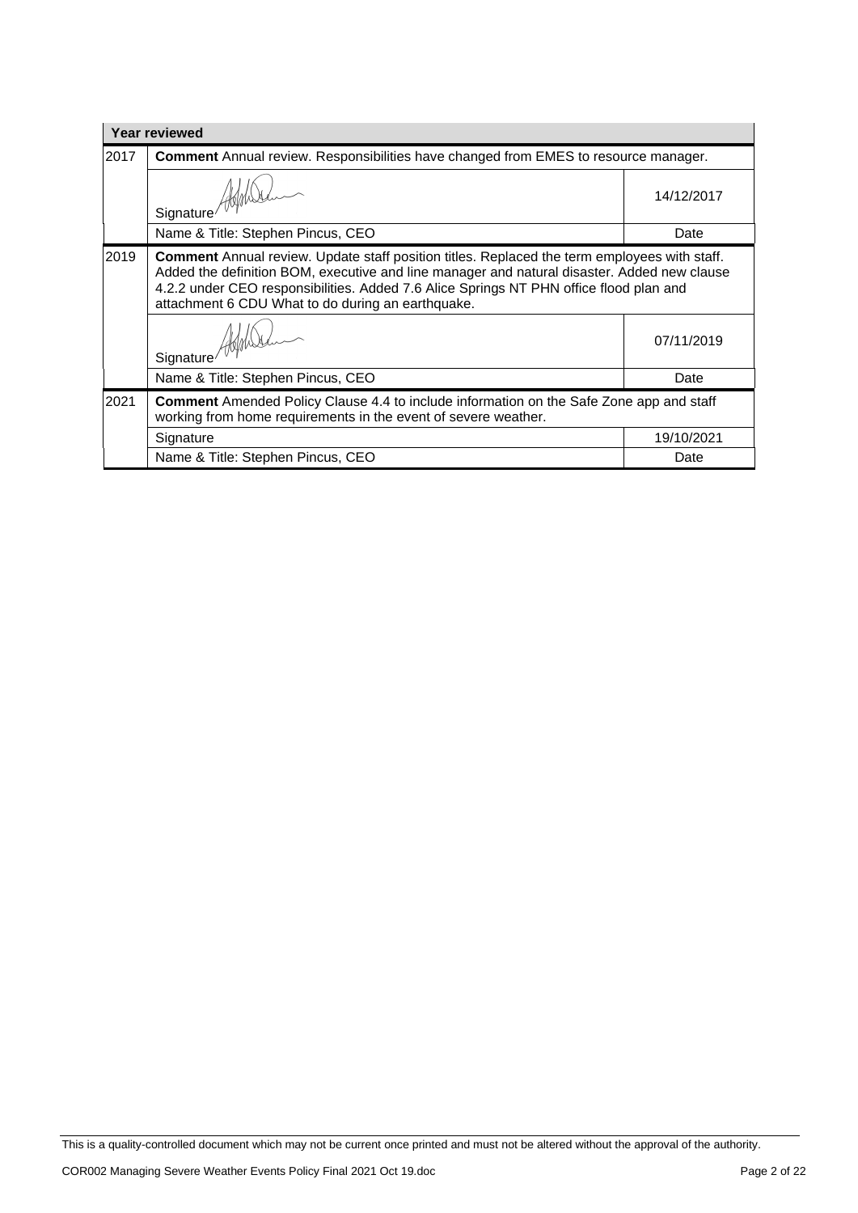| Year reviewed | | |
|---|---|---|
| 2017 | **Comment** Annual review. Responsibilities have changed from EMES to resource manager. | |
| | Signature | 14/12/2017 |
| | Name & Title: Stephen Pincus, CEO | Date |
| 2019 | **Comment** Annual review. Update staff position titles. Replaced the term employees with staff. Added the definition BOM, executive and line manager and natural disaster. Added new clause 4.2.2 under CEO responsibilities. Added 7.6 Alice Springs NT PHN office flood plan and attachment 6 CDU What to do during an earthquake. | |
| | Signature | 07/11/2019 |
| | Name & Title: Stephen Pincus, CEO | Date |
| 2021 | **Comment** Amended Policy Clause 4.4 to include information on the Safe Zone app and staff working from home requirements in the event of severe weather. | |
| | Signature | 19/10/2021 |
| | Name & Title: Stephen Pincus, CEO | Date |

This is a quality-controlled document which may not be current once printed and must not be altered without the approval of the authority.

COR002 Managing Severe Weather Events Policy Final 2021 Oct 19.doc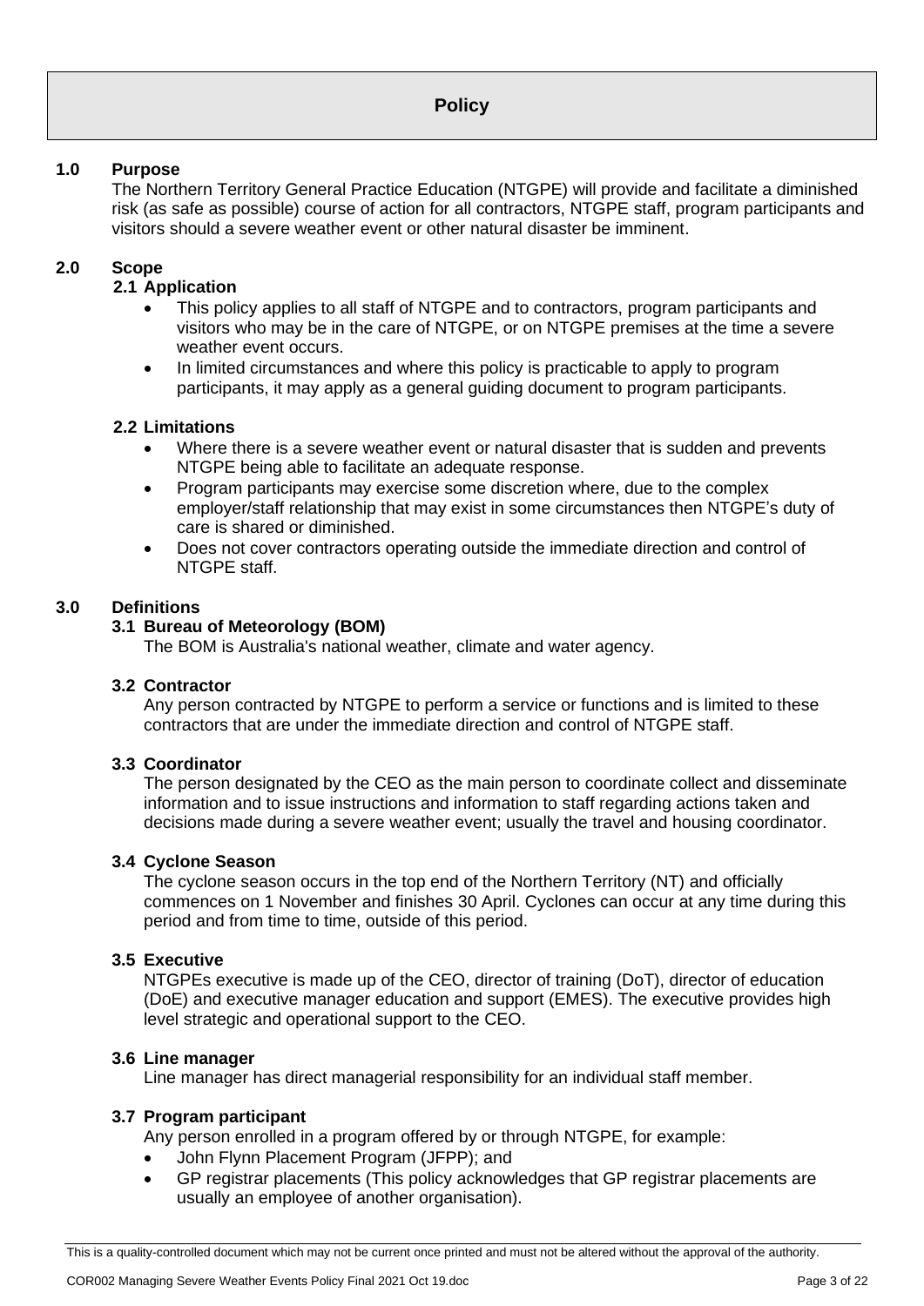# Policy

## 1.0 Purpose

The Northern Territory General Practice Education (NTGPE) will provide and facilitate a diminished risk (as safe as possible) course of action for all contractors, NTGPE staff, program participants and visitors should a severe weather event or other natural disaster be imminent.

## 2.0 Scope

### 2.1 Application

- This policy applies to all staff of NTGPE and to contractors, program participants and visitors who may be in the care of NTGPE, or on NTGPE premises at the time a severe weather event occurs.
- In limited circumstances and where this policy is practicable to apply to program participants, it may apply as a general guiding document to program participants.

### 2.2 Limitations

- Where there is a severe weather event or natural disaster that is sudden and prevents NTGPE being able to facilitate an adequate response.
- Program participants may exercise some discretion where, due to the complex employer/staff relationship that may exist in some circumstances then NTGPE's duty of care is shared or diminished.
- Does not cover contractors operating outside the immediate direction and control of NTGPE staff.

## 3.0 Definitions

### 3.1 Bureau of Meteorology (BOM)

The BOM is Australia's national weather, climate and water agency.

### 3.2 Contractor

Any person contracted by NTGPE to perform a service or functions and is limited to these contractors that are under the immediate direction and control of NTGPE staff.

### 3.3 Coordinator

The person designated by the CEO as the main person to coordinate collect and disseminate information and to issue instructions and information to staff regarding actions taken and decisions made during a severe weather event; usually the travel and housing coordinator.

### 3.4 Cyclone Season

The cyclone season occurs in the top end of the Northern Territory (NT) and officially commences on 1 November and finishes 30 April. Cyclones can occur at any time during this period and from time to time, outside of this period.

### 3.5 Executive

NTGPEs executive is made up of the CEO, director of training (DoT), director of education (DoE) and executive manager education and support (EMES). The executive provides high level strategic and operational support to the CEO.

### 3.6 Line manager

Line manager has direct managerial responsibility for an individual staff member.

### 3.7 Program participant

Any person enrolled in a program offered by or through NTGPE, for example:

- John Flynn Placement Program (JFPP); and
- GP registrar placements (This policy acknowledges that GP registrar placements are usually an employee of another organisation).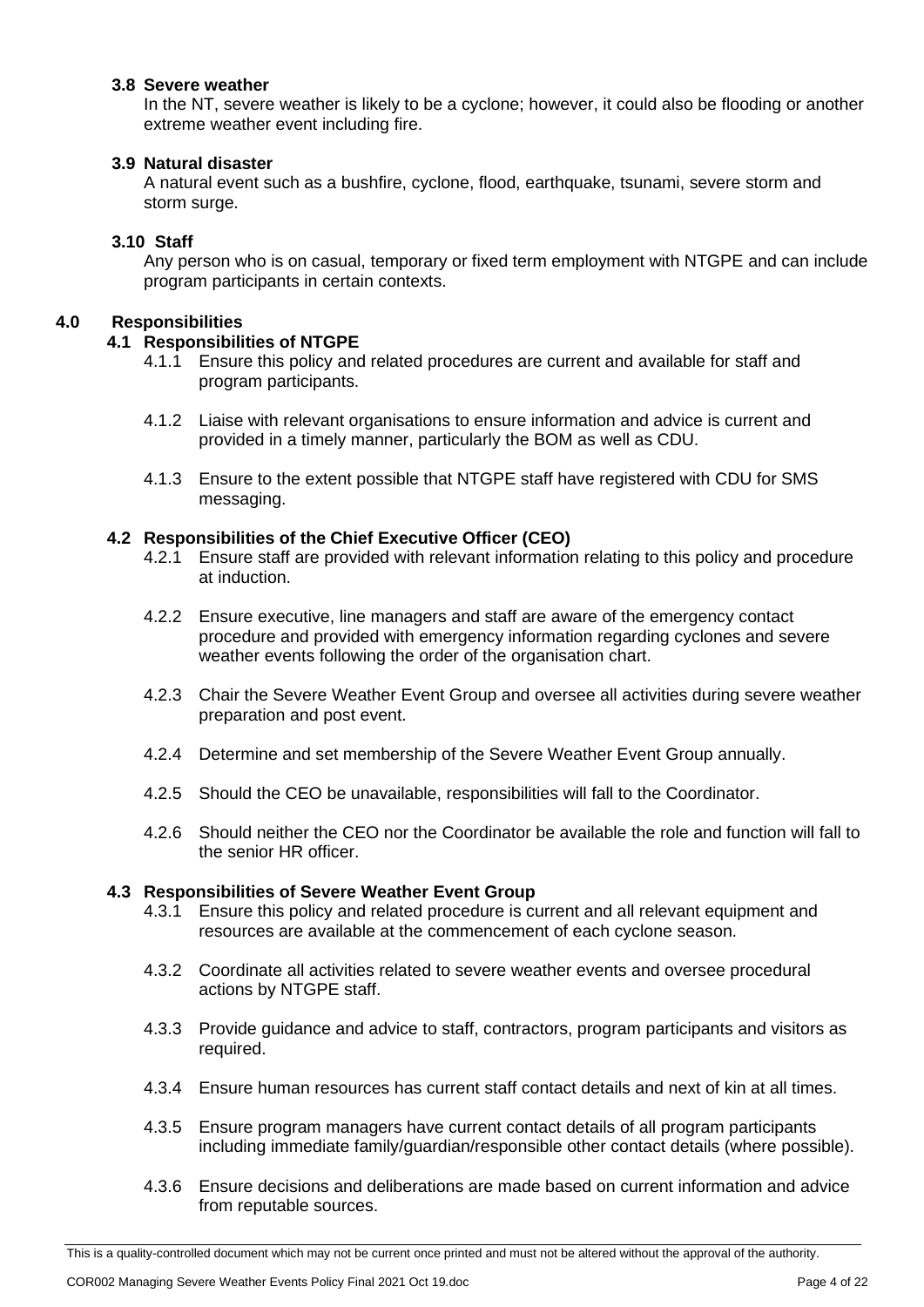### 3.8 Severe weather

In the NT, severe weather is likely to be a cyclone; however, it could also be flooding or another extreme weather event including fire.

### 3.9 Natural disaster

A natural event such as a bushfire, cyclone, flood, earthquake, tsunami, severe storm and storm surge.

### 3.10 Staff

Any person who is on casual, temporary or fixed term employment with NTGPE and can include program participants in certain contexts.

## 4.0 Responsibilities

### 4.1 Responsibilities of NTGPE

4.1.1 Ensure this policy and related procedures are current and available for staff and program participants.

4.1.2 Liaise with relevant organisations to ensure information and advice is current and provided in a timely manner, particularly the BOM as well as CDU.

4.1.3 Ensure to the extent possible that NTGPE staff have registered with CDU for SMS messaging.

### 4.2 Responsibilities of the Chief Executive Officer (CEO)

4.2.1 Ensure staff are provided with relevant information relating to this policy and procedure at induction.

4.2.2 Ensure executive, line managers and staff are aware of the emergency contact procedure and provided with emergency information regarding cyclones and severe weather events following the order of the organisation chart.

4.2.3 Chair the Severe Weather Event Group and oversee all activities during severe weather preparation and post event.

4.2.4 Determine and set membership of the Severe Weather Event Group annually.

4.2.5 Should the CEO be unavailable, responsibilities will fall to the Coordinator.

4.2.6 Should neither the CEO nor the Coordinator be available the role and function will fall to the senior HR officer.

### 4.3 Responsibilities of Severe Weather Event Group

4.3.1 Ensure this policy and related procedure is current and all relevant equipment and resources are available at the commencement of each cyclone season.

4.3.2 Coordinate all activities related to severe weather events and oversee procedural actions by NTGPE staff.

4.3.3 Provide guidance and advice to staff, contractors, program participants and visitors as required.

4.3.4 Ensure human resources has current staff contact details and next of kin at all times.

4.3.5 Ensure program managers have current contact details of all program participants including immediate family/guardian/responsible other contact details (where possible).

4.3.6 Ensure decisions and deliberations are made based on current information and advice from reputable sources.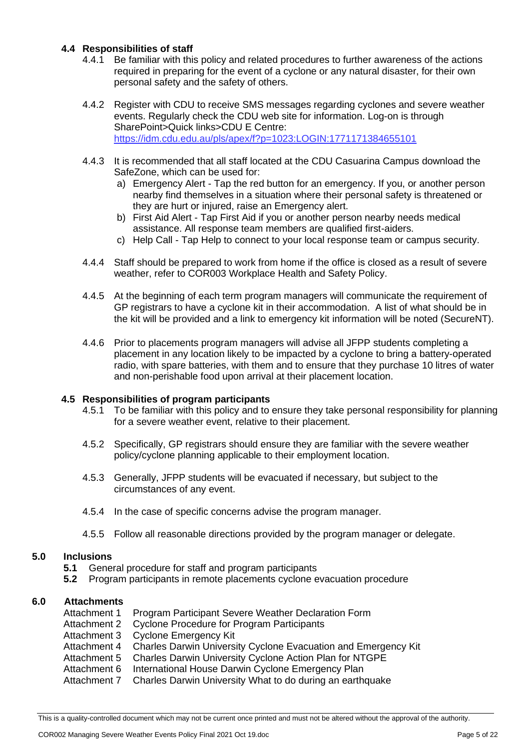### 4.4 Responsibilities of staff

4.4.1 Be familiar with this policy and related procedures to further awareness of the actions required in preparing for the event of a cyclone or any natural disaster, for their own personal safety and the safety of others.

4.4.2 Register with CDU to receive SMS messages regarding cyclones and severe weather events. Regularly check the CDU web site for information. Log-on is through SharePoint>Quick links>CDU E Centre: https://idm.cdu.edu.au/pls/apex/f?p=1023:LOGIN:1771171384655101

4.4.3 It is recommended that all staff located at the CDU Casuarina Campus download the SafeZone, which can be used for:

a) Emergency Alert - Tap the red button for an emergency. If you, or another person nearby find themselves in a situation where their personal safety is threatened or they are hurt or injured, raise an Emergency alert.
b) First Aid Alert - Tap First Aid if you or another person nearby needs medical assistance. All response team members are qualified first-aiders.
c) Help Call - Tap Help to connect to your local response team or campus security.

4.4.4 Staff should be prepared to work from home if the office is closed as a result of severe weather, refer to COR003 Workplace Health and Safety Policy.

4.4.5 At the beginning of each term program managers will communicate the requirement of GP registrars to have a cyclone kit in their accommodation. A list of what should be in the kit will be provided and a link to emergency kit information will be noted (SecureNT).

4.4.6 Prior to placements program managers will advise all JFPP students completing a placement in any location likely to be impacted by a cyclone to bring a battery-operated radio, with spare batteries, with them and to ensure that they purchase 10 litres of water and non-perishable food upon arrival at their placement location.

### 4.5 Responsibilities of program participants

4.5.1 To be familiar with this policy and to ensure they take personal responsibility for planning for a severe weather event, relative to their placement.

4.5.2 Specifically, GP registrars should ensure they are familiar with the severe weather policy/cyclone planning applicable to their employment location.

4.5.3 Generally, JFPP students will be evacuated if necessary, but subject to the circumstances of any event.

4.5.4 In the case of specific concerns advise the program manager.

4.5.5 Follow all reasonable directions provided by the program manager or delegate.

## 5.0 Inclusions

**5.1** General procedure for staff and program participants
**5.2** Program participants in remote placements cyclone evacuation procedure

## 6.0 Attachments

Attachment 1 Program Participant Severe Weather Declaration Form
Attachment 2 Cyclone Procedure for Program Participants
Attachment 3 Cyclone Emergency Kit
Attachment 4 Charles Darwin University Cyclone Evacuation and Emergency Kit
Attachment 5 Charles Darwin University Cyclone Action Plan for NTGPE
Attachment 6 International House Darwin Cyclone Emergency Plan
Attachment 7 Charles Darwin University What to do during an earthquake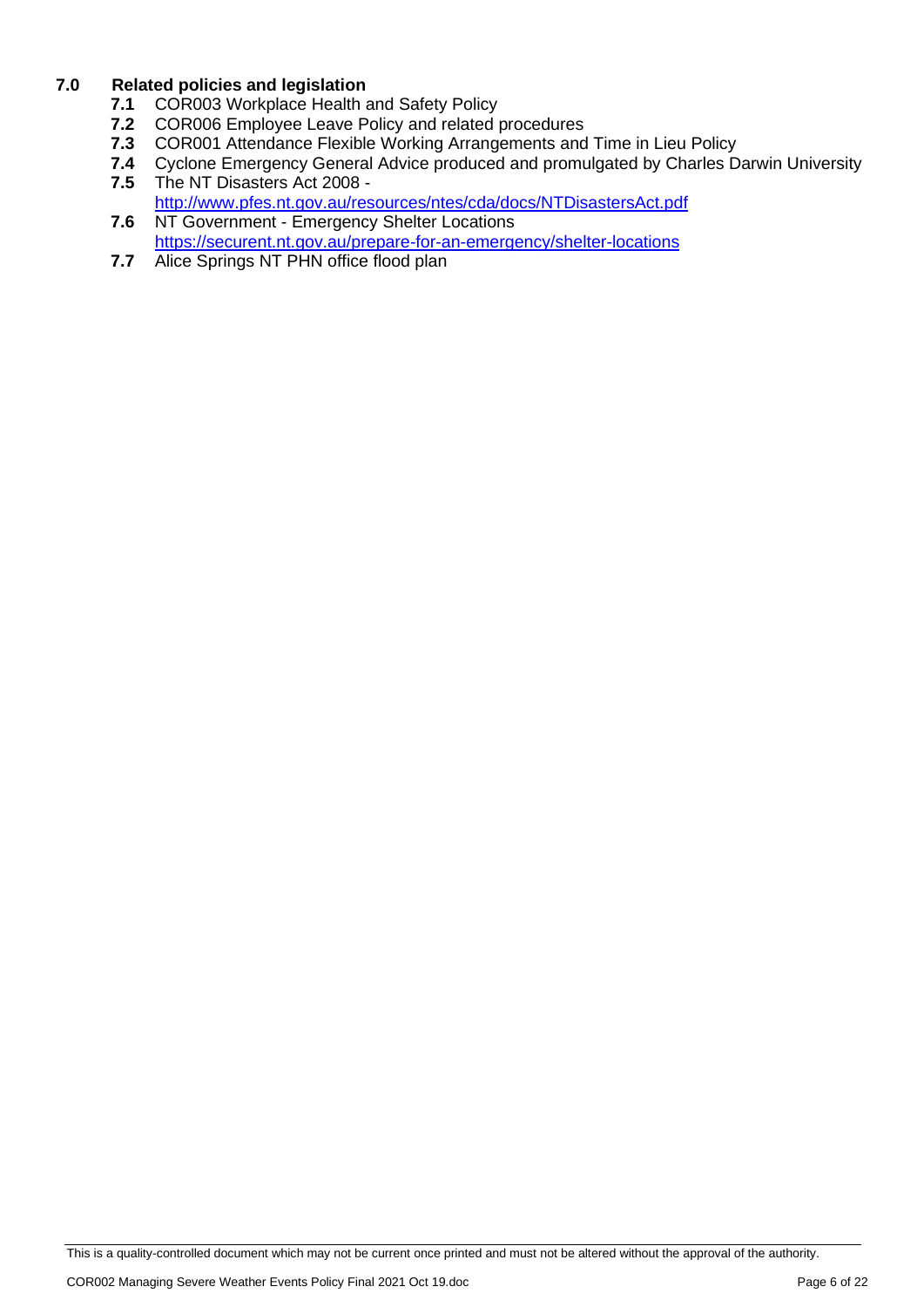## 7.0 Related policies and legislation

**7.1** COR003 Workplace Health and Safety Policy

**7.2** COR006 Employee Leave Policy and related procedures

**7.3** COR001 Attendance Flexible Working Arrangements and Time in Lieu Policy

**7.4** Cyclone Emergency General Advice produced and promulgated by Charles Darwin University

**7.5** The NT Disasters Act 2008 - http://www.pfes.nt.gov.au/resources/ntes/cda/docs/NTDisastersAct.pdf

**7.6** NT Government - Emergency Shelter Locations https://securent.nt.gov.au/prepare-for-an-emergency/shelter-locations

**7.7** Alice Springs NT PHN office flood plan

This is a quality-controlled document which may not be current once printed and must not be altered without the approval of the authority.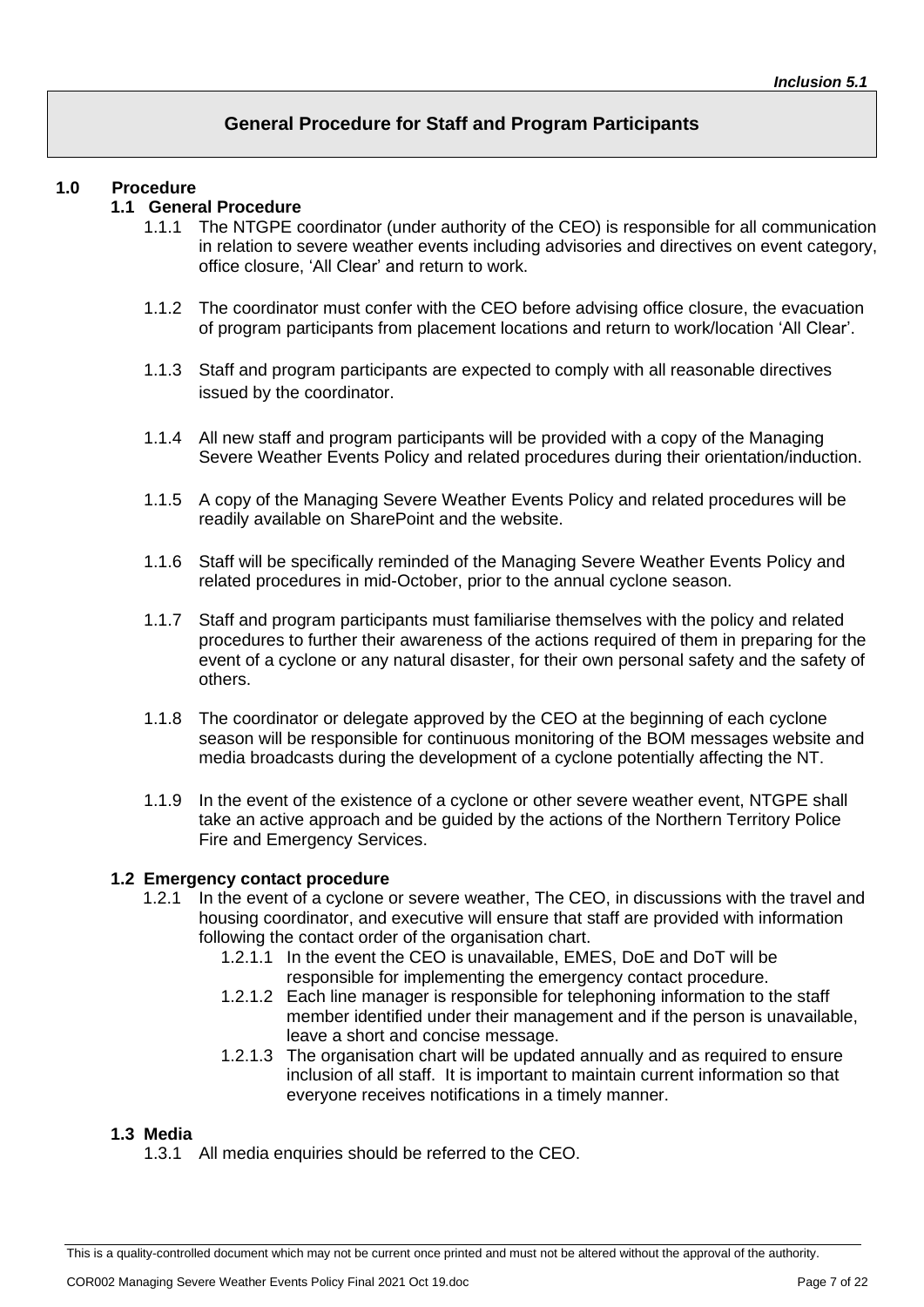*Inclusion 5.1*

# General Procedure for Staff and Program Participants

## 1.0 Procedure

### 1.1 General Procedure

1.1.1 The NTGPE coordinator (under authority of the CEO) is responsible for all communication in relation to severe weather events including advisories and directives on event category, office closure, 'All Clear' and return to work.

1.1.2 The coordinator must confer with the CEO before advising office closure, the evacuation of program participants from placement locations and return to work/location 'All Clear'.

1.1.3 Staff and program participants are expected to comply with all reasonable directives issued by the coordinator.

1.1.4 All new staff and program participants will be provided with a copy of the Managing Severe Weather Events Policy and related procedures during their orientation/induction.

1.1.5 A copy of the Managing Severe Weather Events Policy and related procedures will be readily available on SharePoint and the website.

1.1.6 Staff will be specifically reminded of the Managing Severe Weather Events Policy and related procedures in mid-October, prior to the annual cyclone season.

1.1.7 Staff and program participants must familiarise themselves with the policy and related procedures to further their awareness of the actions required of them in preparing for the event of a cyclone or any natural disaster, for their own personal safety and the safety of others.

1.1.8 The coordinator or delegate approved by the CEO at the beginning of each cyclone season will be responsible for continuous monitoring of the BOM messages website and media broadcasts during the development of a cyclone potentially affecting the NT.

1.1.9 In the event of the existence of a cyclone or other severe weather event, NTGPE shall take an active approach and be guided by the actions of the Northern Territory Police Fire and Emergency Services.

### 1.2 Emergency contact procedure

1.2.1 In the event of a cyclone or severe weather, The CEO, in discussions with the travel and housing coordinator, and executive will ensure that staff are provided with information following the contact order of the organisation chart.

- 1.2.1.1 In the event the CEO is unavailable, EMES, DoE and DoT will be responsible for implementing the emergency contact procedure.
- 1.2.1.2 Each line manager is responsible for telephoning information to the staff member identified under their management and if the person is unavailable, leave a short and concise message.
- 1.2.1.3 The organisation chart will be updated annually and as required to ensure inclusion of all staff. It is important to maintain current information so that everyone receives notifications in a timely manner.

### 1.3 Media

1.3.1 All media enquiries should be referred to the CEO.

This is a quality-controlled document which may not be current once printed and must not be altered without the approval of the authority.

COR002 Managing Severe Weather Events Policy Final 2021 Oct 19.doc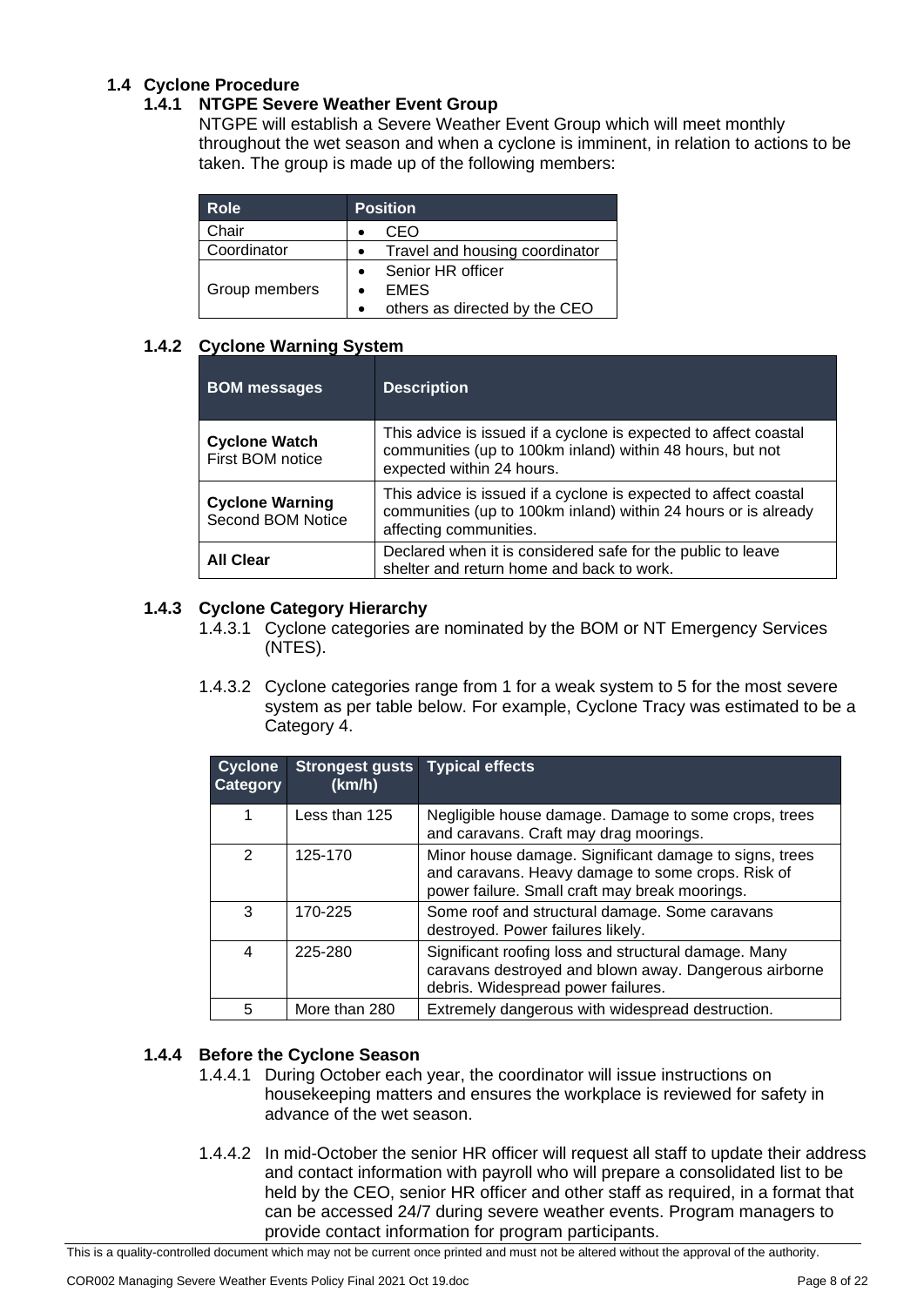### 1.4 Cyclone Procedure

#### 1.4.1 NTGPE Severe Weather Event Group

NTGPE will establish a Severe Weather Event Group which will meet monthly throughout the wet season and when a cyclone is imminent, in relation to actions to be taken. The group is made up of the following members:

| Role | Position |
| --- | --- |
| Chair | • CEO |
| Coordinator | • Travel and housing coordinator |
| Group members | • Senior HR officer<br>• EMES<br>• others as directed by the CEO |

#### 1.4.2 Cyclone Warning System

| BOM messages | Description |
| --- | --- |
| **Cyclone Watch**<br>First BOM notice | This advice is issued if a cyclone is expected to affect coastal communities (up to 100km inland) within 48 hours, but not expected within 24 hours. |
| **Cyclone Warning**<br>Second BOM Notice | This advice is issued if a cyclone is expected to affect coastal communities (up to 100km inland) within 24 hours or is already affecting communities. |
| **All Clear** | Declared when it is considered safe for the public to leave shelter and return home and back to work. |

#### 1.4.3 Cyclone Category Hierarchy

1.4.3.1 Cyclone categories are nominated by the BOM or NT Emergency Services (NTES).

1.4.3.2 Cyclone categories range from 1 for a weak system to 5 for the most severe system as per table below. For example, Cyclone Tracy was estimated to be a Category 4.

| Cyclone Category | Strongest gusts (km/h) | Typical effects |
| --- | --- | --- |
| 1 | Less than 125 | Negligible house damage. Damage to some crops, trees and caravans. Craft may drag moorings. |
| 2 | 125-170 | Minor house damage. Significant damage to signs, trees and caravans. Heavy damage to some crops. Risk of power failure. Small craft may break moorings. |
| 3 | 170-225 | Some roof and structural damage. Some caravans destroyed. Power failures likely. |
| 4 | 225-280 | Significant roofing loss and structural damage. Many caravans destroyed and blown away. Dangerous airborne debris. Widespread power failures. |
| 5 | More than 280 | Extremely dangerous with widespread destruction. |

#### 1.4.4 Before the Cyclone Season

1.4.4.1 During October each year, the coordinator will issue instructions on housekeeping matters and ensures the workplace is reviewed for safety in advance of the wet season.

1.4.4.2 In mid-October the senior HR officer will request all staff to update their address and contact information with payroll who will prepare a consolidated list to be held by the CEO, senior HR officer and other staff as required, in a format that can be accessed 24/7 during severe weather events. Program managers to provide contact information for program participants.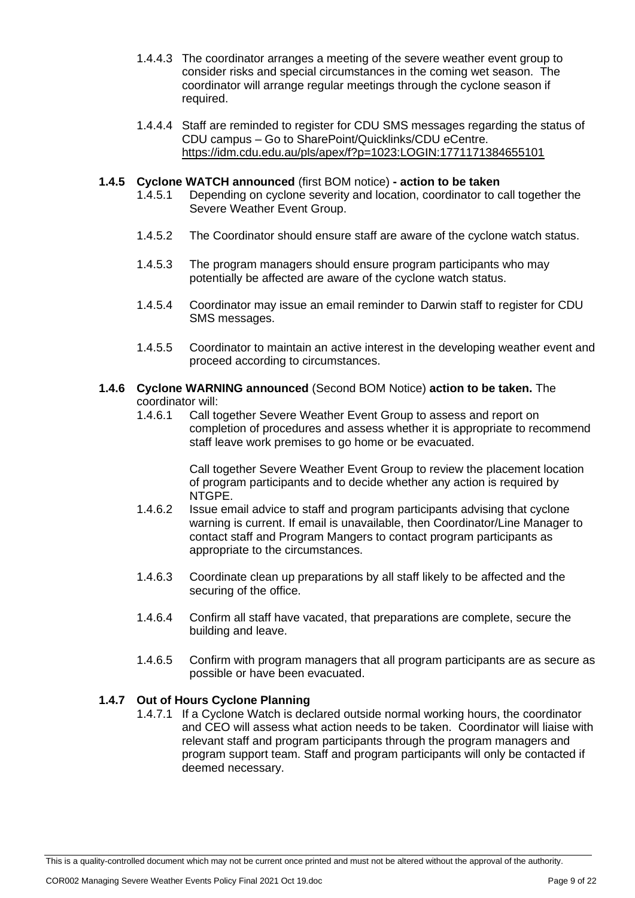1.4.4.3 The coordinator arranges a meeting of the severe weather event group to consider risks and special circumstances in the coming wet season. The coordinator will arrange regular meetings through the cyclone season if required.

1.4.4.4 Staff are reminded to register for CDU SMS messages regarding the status of CDU campus – Go to SharePoint/Quicklinks/CDU eCentre. https://idm.cdu.edu.au/pls/apex/f?p=1023:LOGIN:1771171384655101

### 1.4.5 Cyclone WATCH announced (first BOM notice) - action to be taken

1.4.5.1 Depending on cyclone severity and location, coordinator to call together the Severe Weather Event Group.

1.4.5.2 The Coordinator should ensure staff are aware of the cyclone watch status.

1.4.5.3 The program managers should ensure program participants who may potentially be affected are aware of the cyclone watch status.

1.4.5.4 Coordinator may issue an email reminder to Darwin staff to register for CDU SMS messages.

1.4.5.5 Coordinator to maintain an active interest in the developing weather event and proceed according to circumstances.

### 1.4.6 Cyclone WARNING announced (Second BOM Notice) action to be taken. The coordinator will:

1.4.6.1 Call together Severe Weather Event Group to assess and report on completion of procedures and assess whether it is appropriate to recommend staff leave work premises to go home or be evacuated.

Call together Severe Weather Event Group to review the placement location of program participants and to decide whether any action is required by NTGPE.

1.4.6.2 Issue email advice to staff and program participants advising that cyclone warning is current. If email is unavailable, then Coordinator/Line Manager to contact staff and Program Mangers to contact program participants as appropriate to the circumstances.

1.4.6.3 Coordinate clean up preparations by all staff likely to be affected and the securing of the office.

1.4.6.4 Confirm all staff have vacated, that preparations are complete, secure the building and leave.

1.4.6.5 Confirm with program managers that all program participants are as secure as possible or have been evacuated.

### 1.4.7 Out of Hours Cyclone Planning

1.4.7.1 If a Cyclone Watch is declared outside normal working hours, the coordinator and CEO will assess what action needs to be taken. Coordinator will liaise with relevant staff and program participants through the program managers and program support team. Staff and program participants will only be contacted if deemed necessary.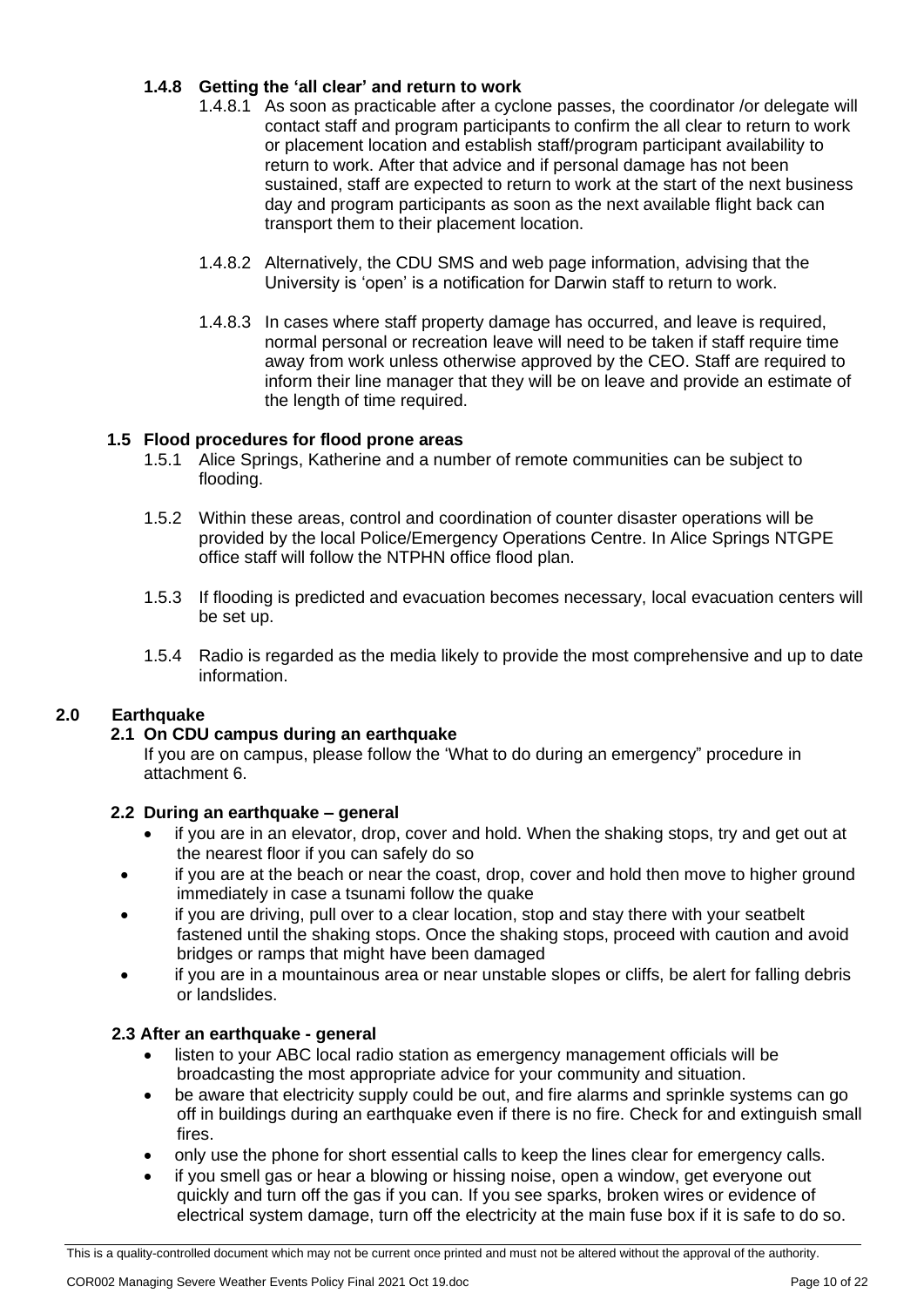#### 1.4.8 Getting the 'all clear' and return to work

1.4.8.1 As soon as practicable after a cyclone passes, the coordinator /or delegate will contact staff and program participants to confirm the all clear to return to work or placement location and establish staff/program participant availability to return to work. After that advice and if personal damage has not been sustained, staff are expected to return to work at the start of the next business day and program participants as soon as the next available flight back can transport them to their placement location.

1.4.8.2 Alternatively, the CDU SMS and web page information, advising that the University is 'open' is a notification for Darwin staff to return to work.

1.4.8.3 In cases where staff property damage has occurred, and leave is required, normal personal or recreation leave will need to be taken if staff require time away from work unless otherwise approved by the CEO. Staff are required to inform their line manager that they will be on leave and provide an estimate of the length of time required.

### 1.5 Flood procedures for flood prone areas

1.5.1 Alice Springs, Katherine and a number of remote communities can be subject to flooding.

1.5.2 Within these areas, control and coordination of counter disaster operations will be provided by the local Police/Emergency Operations Centre. In Alice Springs NTGPE office staff will follow the NTPHN office flood plan.

1.5.3 If flooding is predicted and evacuation becomes necessary, local evacuation centers will be set up.

1.5.4 Radio is regarded as the media likely to provide the most comprehensive and up to date information.

## 2.0 Earthquake

### 2.1 On CDU campus during an earthquake

If you are on campus, please follow the 'What to do during an emergency" procedure in attachment 6.

### 2.2 During an earthquake – general

- if you are in an elevator, drop, cover and hold. When the shaking stops, try and get out at the nearest floor if you can safely do so
- if you are at the beach or near the coast, drop, cover and hold then move to higher ground immediately in case a tsunami follow the quake
- if you are driving, pull over to a clear location, stop and stay there with your seatbelt fastened until the shaking stops. Once the shaking stops, proceed with caution and avoid bridges or ramps that might have been damaged
- if you are in a mountainous area or near unstable slopes or cliffs, be alert for falling debris or landslides.

### 2.3 After an earthquake - general

- listen to your ABC local radio station as emergency management officials will be broadcasting the most appropriate advice for your community and situation.
- be aware that electricity supply could be out, and fire alarms and sprinkle systems can go off in buildings during an earthquake even if there is no fire. Check for and extinguish small fires.
- only use the phone for short essential calls to keep the lines clear for emergency calls.
- if you smell gas or hear a blowing or hissing noise, open a window, get everyone out quickly and turn off the gas if you can. If you see sparks, broken wires or evidence of electrical system damage, turn off the electricity at the main fuse box if it is safe to do so.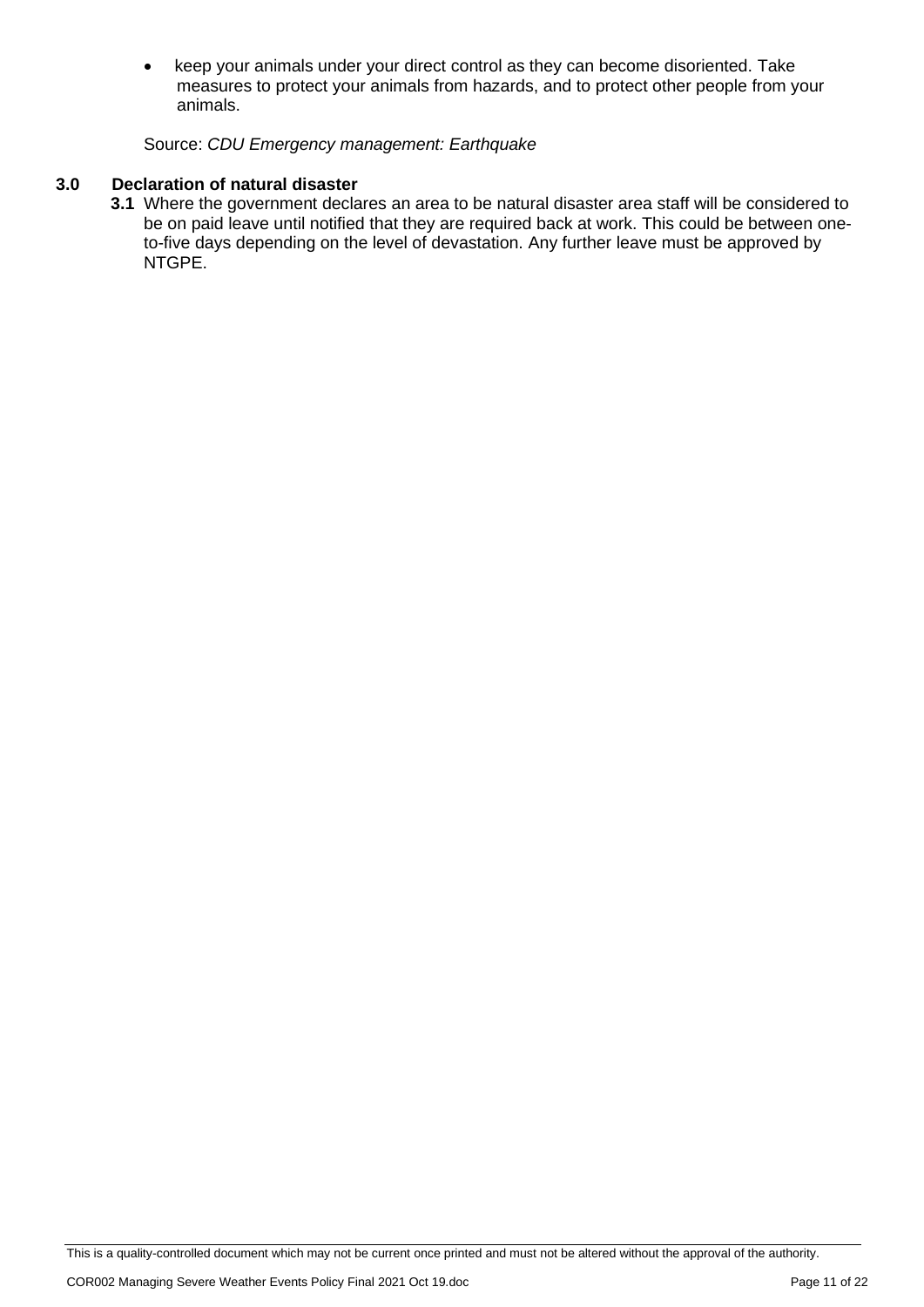- keep your animals under your direct control as they can become disoriented. Take measures to protect your animals from hazards, and to protect other people from your animals.

Source: *CDU Emergency management: Earthquake*

## 3.0 Declaration of natural disaster

**3.1** Where the government declares an area to be natural disaster area staff will be considered to be on paid leave until notified that they are required back at work. This could be between one-to-five days depending on the level of devastation. Any further leave must be approved by NTGPE.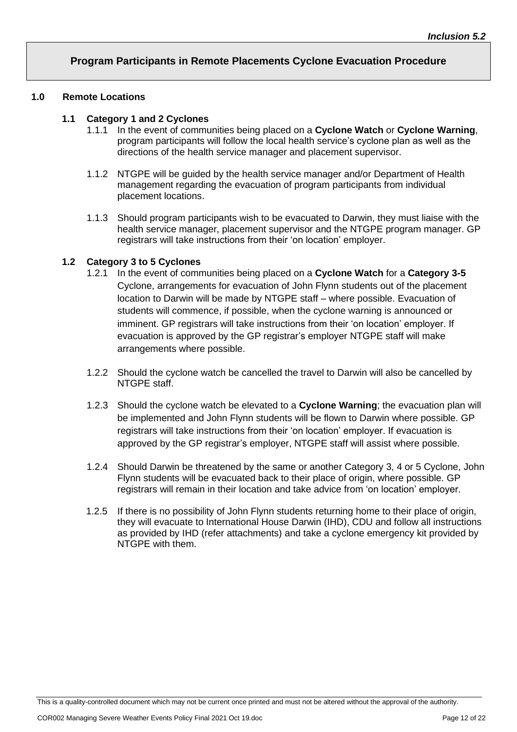***Inclusion 5.2***

## Program Participants in Remote Placements Cyclone Evacuation Procedure

### 1.0 Remote Locations

#### 1.1 Category 1 and 2 Cyclones

1.1.1 In the event of communities being placed on a **Cyclone Watch** or **Cyclone Warning**, program participants will follow the local health service's cyclone plan as well as the directions of the health service manager and placement supervisor.

1.1.2 NTGPE will be guided by the health service manager and/or Department of Health management regarding the evacuation of program participants from individual placement locations.

1.1.3 Should program participants wish to be evacuated to Darwin, they must liaise with the health service manager, placement supervisor and the NTGPE program manager. GP registrars will take instructions from their 'on location' employer.

#### 1.2 Category 3 to 5 Cyclones

1.2.1 In the event of communities being placed on a **Cyclone Watch** for a **Category 3-5** Cyclone, arrangements for evacuation of John Flynn students out of the placement location to Darwin will be made by NTGPE staff – where possible. Evacuation of students will commence, if possible, when the cyclone warning is announced or imminent. GP registrars will take instructions from their 'on location' employer. If evacuation is approved by the GP registrar's employer NTGPE staff will make arrangements where possible.

1.2.2 Should the cyclone watch be cancelled the travel to Darwin will also be cancelled by NTGPE staff.

1.2.3 Should the cyclone watch be elevated to a **Cyclone Warning**; the evacuation plan will be implemented and John Flynn students will be flown to Darwin where possible. GP registrars will take instructions from their 'on location' employer. If evacuation is approved by the GP registrar's employer, NTGPE staff will assist where possible.

1.2.4 Should Darwin be threatened by the same or another Category 3, 4 or 5 Cyclone, John Flynn students will be evacuated back to their place of origin, where possible. GP registrars will remain in their location and take advice from 'on location' employer.

1.2.5 If there is no possibility of John Flynn students returning home to their place of origin, they will evacuate to International House Darwin (IHD), CDU and follow all instructions as provided by IHD (refer attachments) and take a cyclone emergency kit provided by NTGPE with them.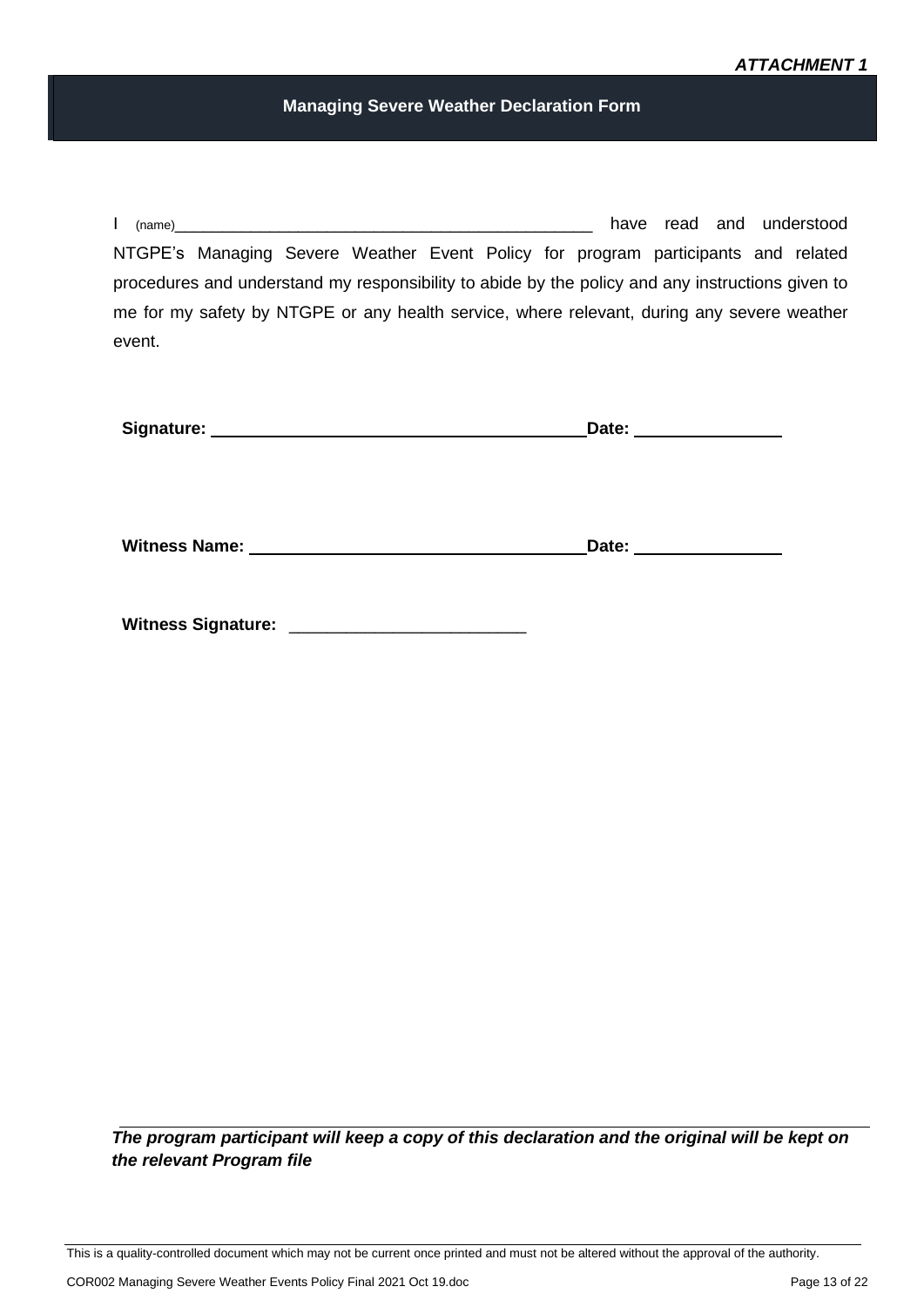***ATTACHMENT 1***

## Managing Severe Weather Declaration Form

I (name)_______________________________________________ have read and understood NTGPE's Managing Severe Weather Event Policy for program participants and related procedures and understand my responsibility to abide by the policy and any instructions given to me for my safety by NTGPE or any health service, where relevant, during any severe weather event.

**Signature:** ________________________________________ **Date:** ________________

**Witness Name:** ____________________________________ **Date:** ________________

**Witness Signature:** _________________________

***The program participant will keep a copy of this declaration and the original will be kept on the relevant Program file***

This is a quality-controlled document which may not be current once printed and must not be altered without the approval of the authority.

COR002 Managing Severe Weather Events Policy Final 2021 Oct 19.doc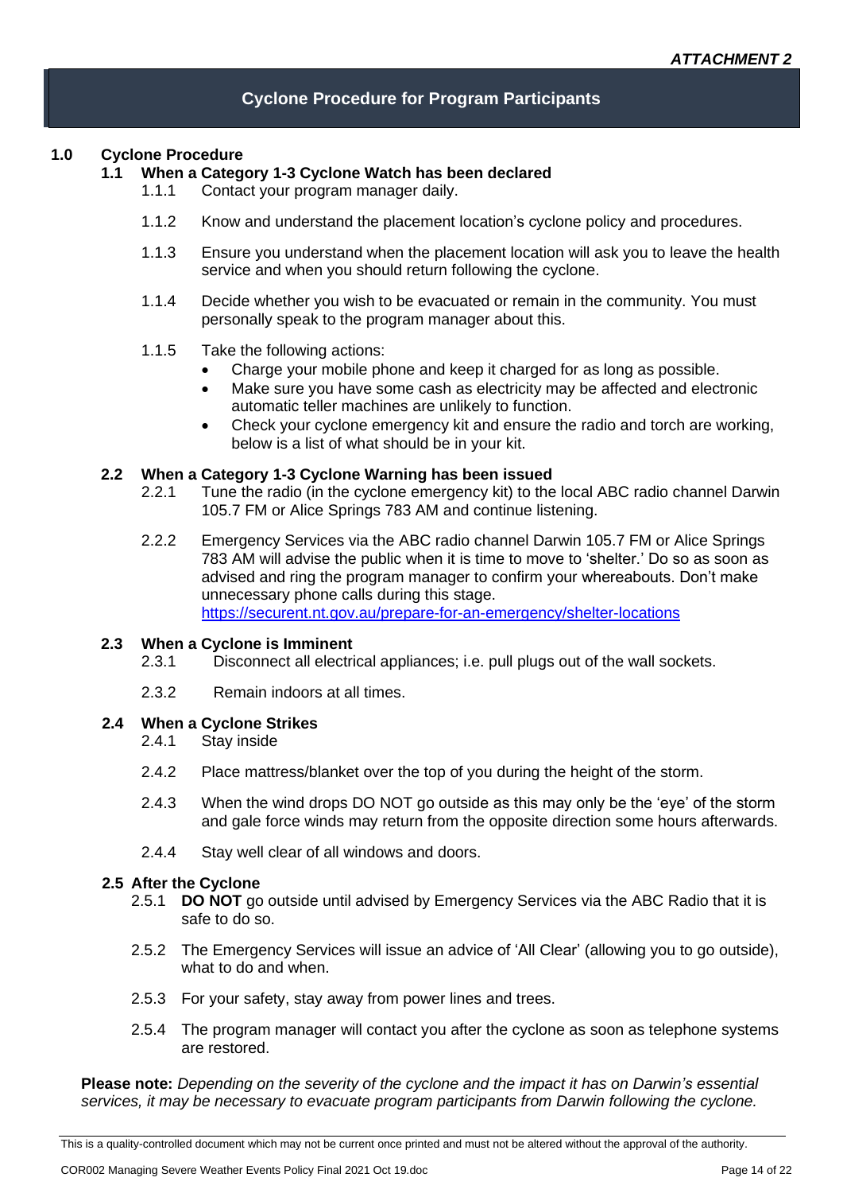*ATTACHMENT 2*

## Cyclone Procedure for Program Participants

### 1.0 Cyclone Procedure

#### 1.1 When a Category 1-3 Cyclone Watch has been declared

1.1.1 Contact your program manager daily.

1.1.2 Know and understand the placement location's cyclone policy and procedures.

1.1.3 Ensure you understand when the placement location will ask you to leave the health service and when you should return following the cyclone.

1.1.4 Decide whether you wish to be evacuated or remain in the community. You must personally speak to the program manager about this.

1.1.5 Take the following actions:

- Charge your mobile phone and keep it charged for as long as possible.
- Make sure you have some cash as electricity may be affected and electronic automatic teller machines are unlikely to function.
- Check your cyclone emergency kit and ensure the radio and torch are working, below is a list of what should be in your kit.

#### 2.2 When a Category 1-3 Cyclone Warning has been issued

2.2.1 Tune the radio (in the cyclone emergency kit) to the local ABC radio channel Darwin 105.7 FM or Alice Springs 783 AM and continue listening.

2.2.2 Emergency Services via the ABC radio channel Darwin 105.7 FM or Alice Springs 783 AM will advise the public when it is time to move to 'shelter.' Do so as soon as advised and ring the program manager to confirm your whereabouts. Don't make unnecessary phone calls during this stage.
https://securent.nt.gov.au/prepare-for-an-emergency/shelter-locations

#### 2.3 When a Cyclone is Imminent

2.3.1 Disconnect all electrical appliances; i.e. pull plugs out of the wall sockets.

2.3.2 Remain indoors at all times.

#### 2.4 When a Cyclone Strikes

2.4.1 Stay inside

2.4.2 Place mattress/blanket over the top of you during the height of the storm.

2.4.3 When the wind drops DO NOT go outside as this may only be the 'eye' of the storm and gale force winds may return from the opposite direction some hours afterwards.

2.4.4 Stay well clear of all windows and doors.

#### 2.5 After the Cyclone

2.5.1 **DO NOT** go outside until advised by Emergency Services via the ABC Radio that it is safe to do so.

2.5.2 The Emergency Services will issue an advice of 'All Clear' (allowing you to go outside), what to do and when.

2.5.3 For your safety, stay away from power lines and trees.

2.5.4 The program manager will contact you after the cyclone as soon as telephone systems are restored.

**Please note:** *Depending on the severity of the cyclone and the impact it has on Darwin's essential services, it may be necessary to evacuate program participants from Darwin following the cyclone.*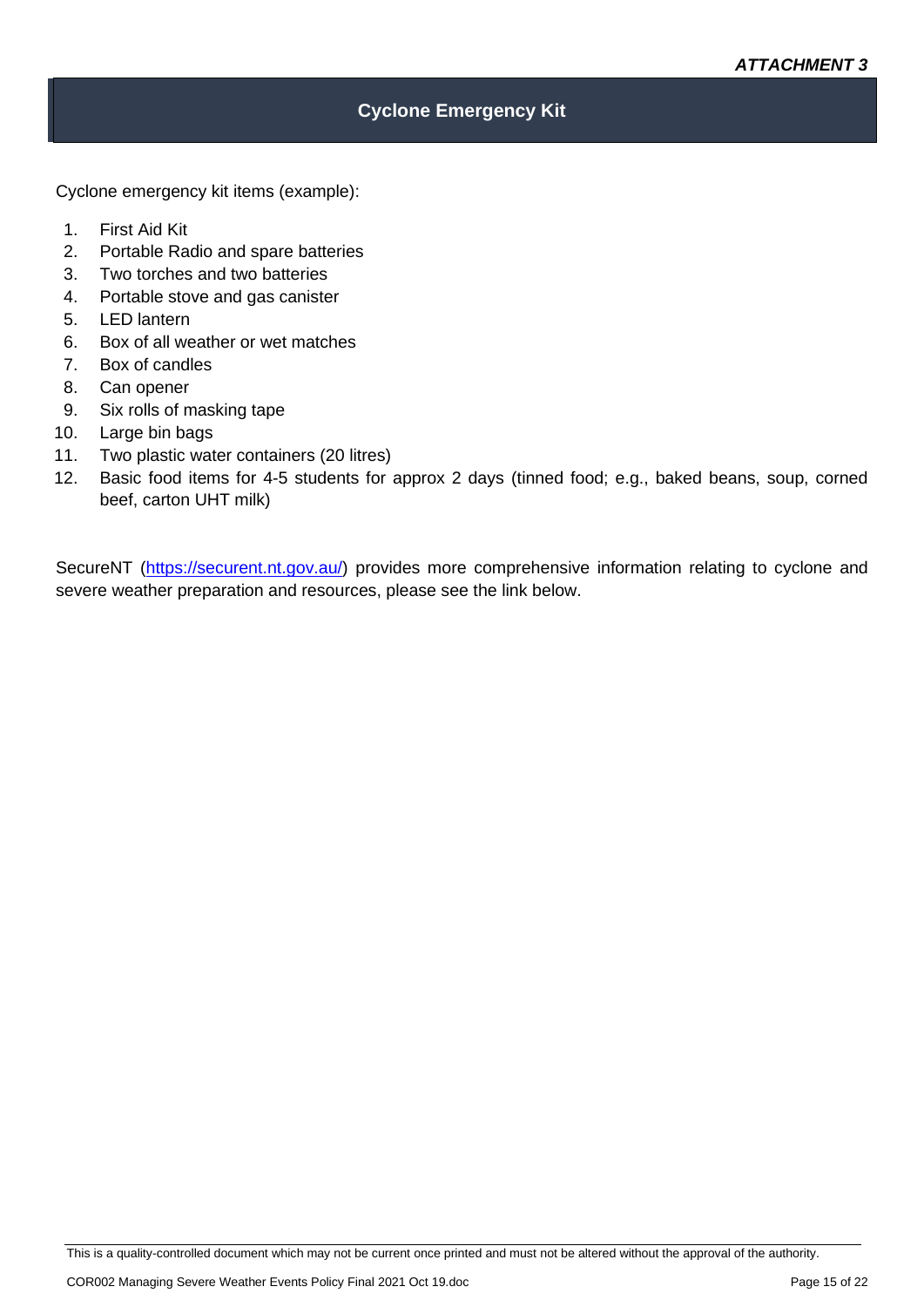***ATTACHMENT 3***

## Cyclone Emergency Kit

Cyclone emergency kit items (example):

1. First Aid Kit
2. Portable Radio and spare batteries
3. Two torches and two batteries
4. Portable stove and gas canister
5. LED lantern
6. Box of all weather or wet matches
7. Box of candles
8. Can opener
9. Six rolls of masking tape
10. Large bin bags
11. Two plastic water containers (20 litres)
12. Basic food items for 4-5 students for approx 2 days (tinned food; e.g., baked beans, soup, corned beef, carton UHT milk)

SecureNT ([https://securent.nt.gov.au/](https://securent.nt.gov.au/)) provides more comprehensive information relating to cyclone and severe weather preparation and resources, please see the link below.

This is a quality-controlled document which may not be current once printed and must not be altered without the approval of the authority.

COR002 Managing Severe Weather Events Policy Final 2021 Oct 19.doc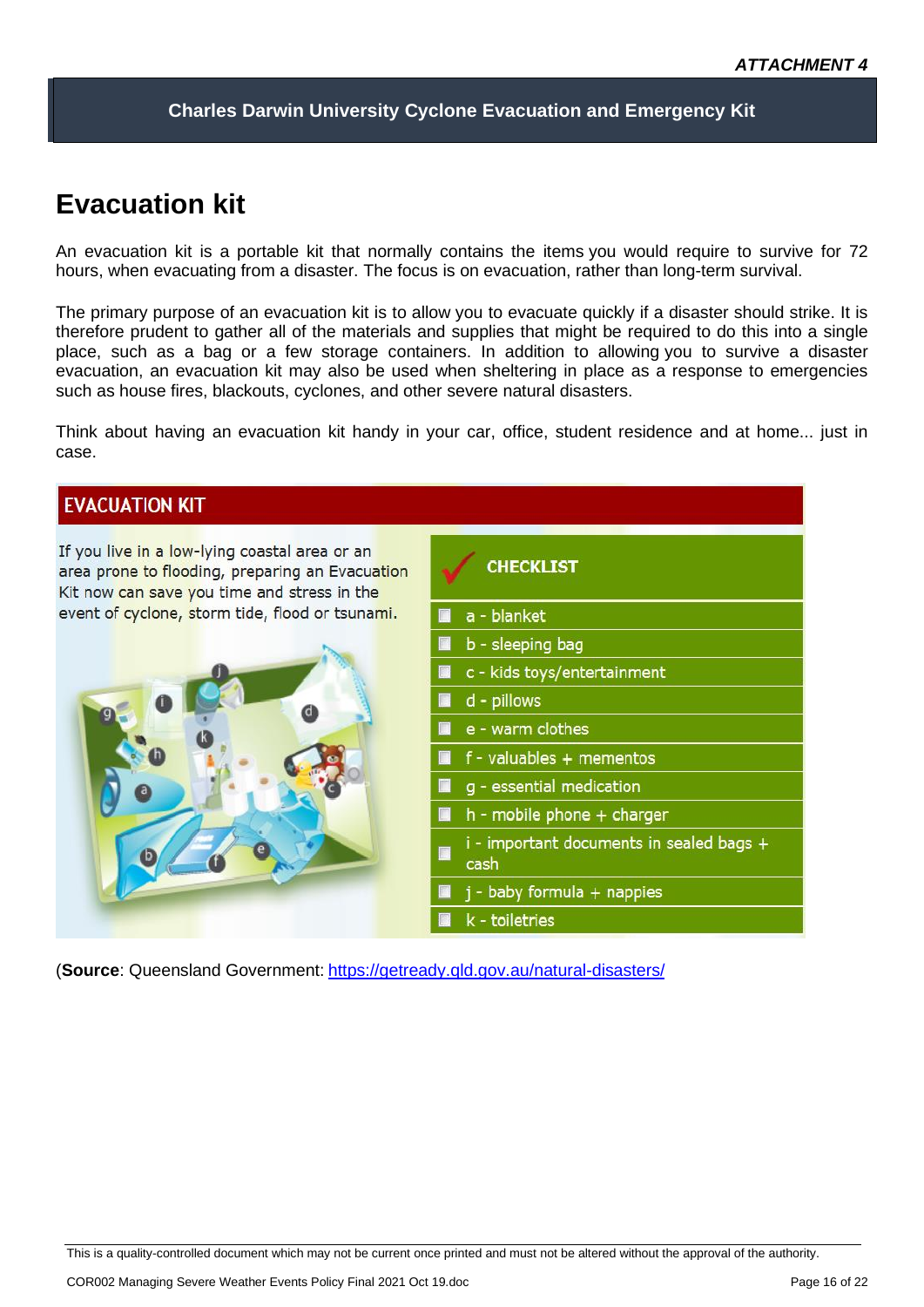*ATTACHMENT 4*

**Charles Darwin University Cyclone Evacuation and Emergency Kit**

# Evacuation kit

An evacuation kit is a portable kit that normally contains the items you would require to survive for 72 hours, when evacuating from a disaster. The focus is on evacuation, rather than long-term survival.

The primary purpose of an evacuation kit is to allow you to evacuate quickly if a disaster should strike. It is therefore prudent to gather all of the materials and supplies that might be required to do this into a single place, such as a bag or a few storage containers. In addition to allowing you to survive a disaster evacuation, an evacuation kit may also be used when sheltering in place as a response to emergencies such as house fires, blackouts, cyclones, and other severe natural disasters.

Think about having an evacuation kit handy in your car, office, student residence and at home... just in case.

## EVACUATION KIT

If you live in a low-lying coastal area or an area prone to flooding, preparing an Evacuation Kit now can save you time and stress in the event of cyclone, storm tide, flood or tsunami.

**CHECKLIST**

- a - blanket
- b - sleeping bag
- c - kids toys/entertainment
- d - pillows
- e - warm clothes
- f - valuables + mementos
- g - essential medication
- h - mobile phone + charger
- i - important documents in sealed bags + cash
- j - baby formula + nappies
- k - toiletries

(**Source**: Queensland Government: https://getready.qld.gov.au/natural-disasters/

This is a quality-controlled document which may not be current once printed and must not be altered without the approval of the authority.

COR002 Managing Severe Weather Events Policy Final 2021 Oct 19.doc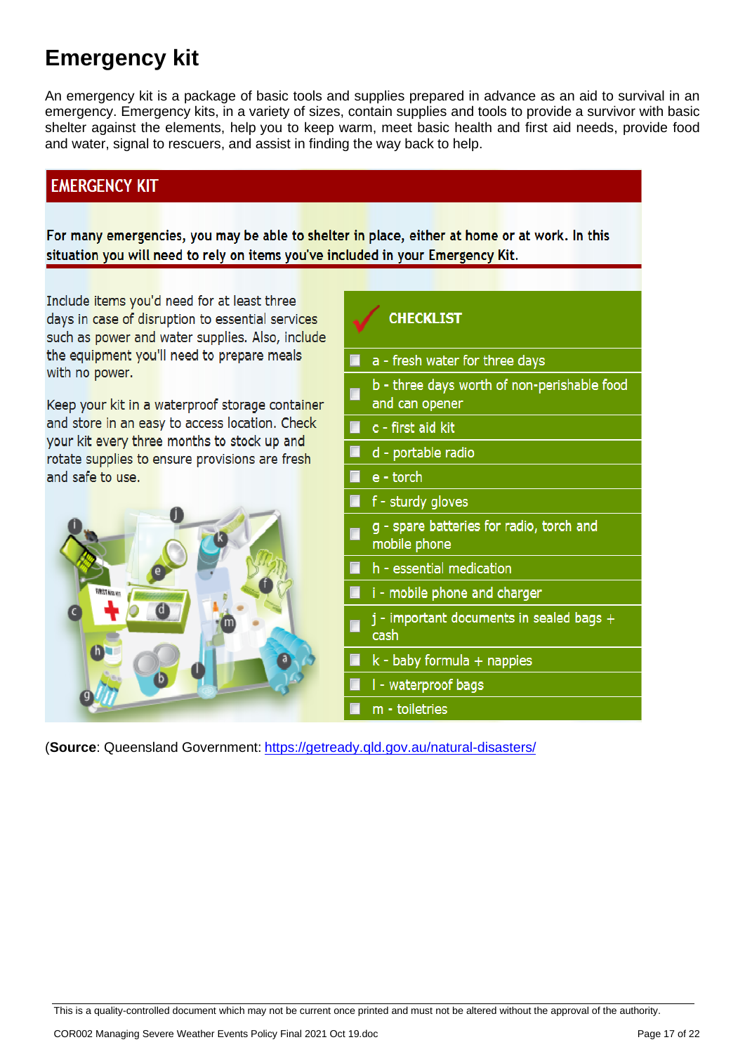# Emergency kit

An emergency kit is a package of basic tools and supplies prepared in advance as an aid to survival in an emergency. Emergency kits, in a variety of sizes, contain supplies and tools to provide a survivor with basic shelter against the elements, help you to keep warm, meet basic health and first aid needs, provide food and water, signal to rescuers, and assist in finding the way back to help.

## EMERGENCY KIT

**For many emergencies, you may be able to shelter in place, either at home or at work. In this situation you will need to rely on items you've included in your Emergency Kit.**

Include items you'd need for at least three days in case of disruption to essential services such as power and water supplies. Also, include the equipment you'll need to prepare meals with no power.

Keep your kit in a waterproof storage container and store in an easy to access location. Check your kit every three months to stock up and rotate supplies to ensure provisions are fresh and safe to use.

**CHECKLIST**

- a - fresh water for three days
- b - three days worth of non-perishable food and can opener
- c - first aid kit
- d - portable radio
- e - torch
- f - sturdy gloves
- g - spare batteries for radio, torch and mobile phone
- h - essential medication
- i - mobile phone and charger
- j - important documents in sealed bags + cash
- k - baby formula + nappies
- l - waterproof bags
- m - toiletries

(**Source**: Queensland Government: https://getready.qld.gov.au/natural-disasters/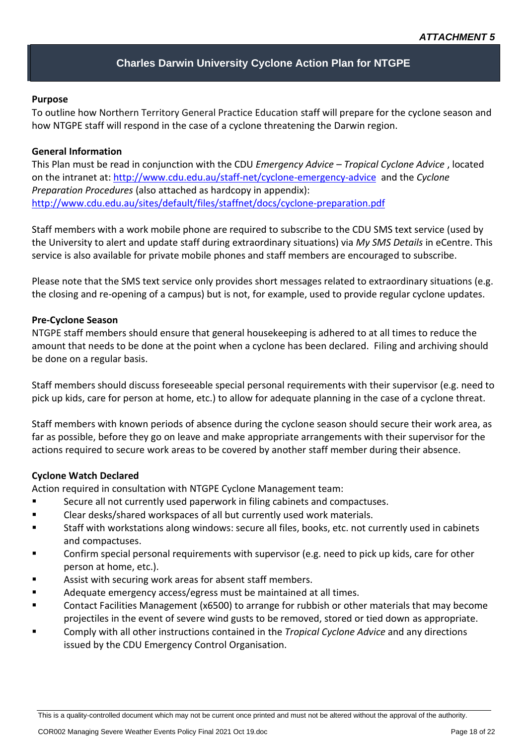***ATTACHMENT 5***

## Charles Darwin University Cyclone Action Plan for NTGPE

**Purpose**

To outline how Northern Territory General Practice Education staff will prepare for the cyclone season and how NTGPE staff will respond in the case of a cyclone threatening the Darwin region.

**General Information**

This Plan must be read in conjunction with the CDU *Emergency Advice – Tropical Cyclone Advice* , located on the intranet at: http://www.cdu.edu.au/staff-net/cyclone-emergency-advice and the *Cyclone Preparation Procedures* (also attached as hardcopy in appendix): http://www.cdu.edu.au/sites/default/files/staffnet/docs/cyclone-preparation.pdf

Staff members with a work mobile phone are required to subscribe to the CDU SMS text service (used by the University to alert and update staff during extraordinary situations) via *My SMS Details* in eCentre. This service is also available for private mobile phones and staff members are encouraged to subscribe.

Please note that the SMS text service only provides short messages related to extraordinary situations (e.g. the closing and re-opening of a campus) but is not, for example, used to provide regular cyclone updates.

**Pre-Cyclone Season**

NTGPE staff members should ensure that general housekeeping is adhered to at all times to reduce the amount that needs to be done at the point when a cyclone has been declared. Filing and archiving should be done on a regular basis.

Staff members should discuss foreseeable special personal requirements with their supervisor (e.g. need to pick up kids, care for person at home, etc.) to allow for adequate planning in the case of a cyclone threat.

Staff members with known periods of absence during the cyclone season should secure their work area, as far as possible, before they go on leave and make appropriate arrangements with their supervisor for the actions required to secure work areas to be covered by another staff member during their absence.

**Cyclone Watch Declared**

Action required in consultation with NTGPE Cyclone Management team:

- Secure all not currently used paperwork in filing cabinets and compactuses.
- Clear desks/shared workspaces of all but currently used work materials.
- Staff with workstations along windows: secure all files, books, etc. not currently used in cabinets and compactuses.
- Confirm special personal requirements with supervisor (e.g. need to pick up kids, care for other person at home, etc.).
- Assist with securing work areas for absent staff members.
- Adequate emergency access/egress must be maintained at all times.
- Contact Facilities Management (x6500) to arrange for rubbish or other materials that may become projectiles in the event of severe wind gusts to be removed, stored or tied down as appropriate.
- Comply with all other instructions contained in the *Tropical Cyclone Advice* and any directions issued by the CDU Emergency Control Organisation.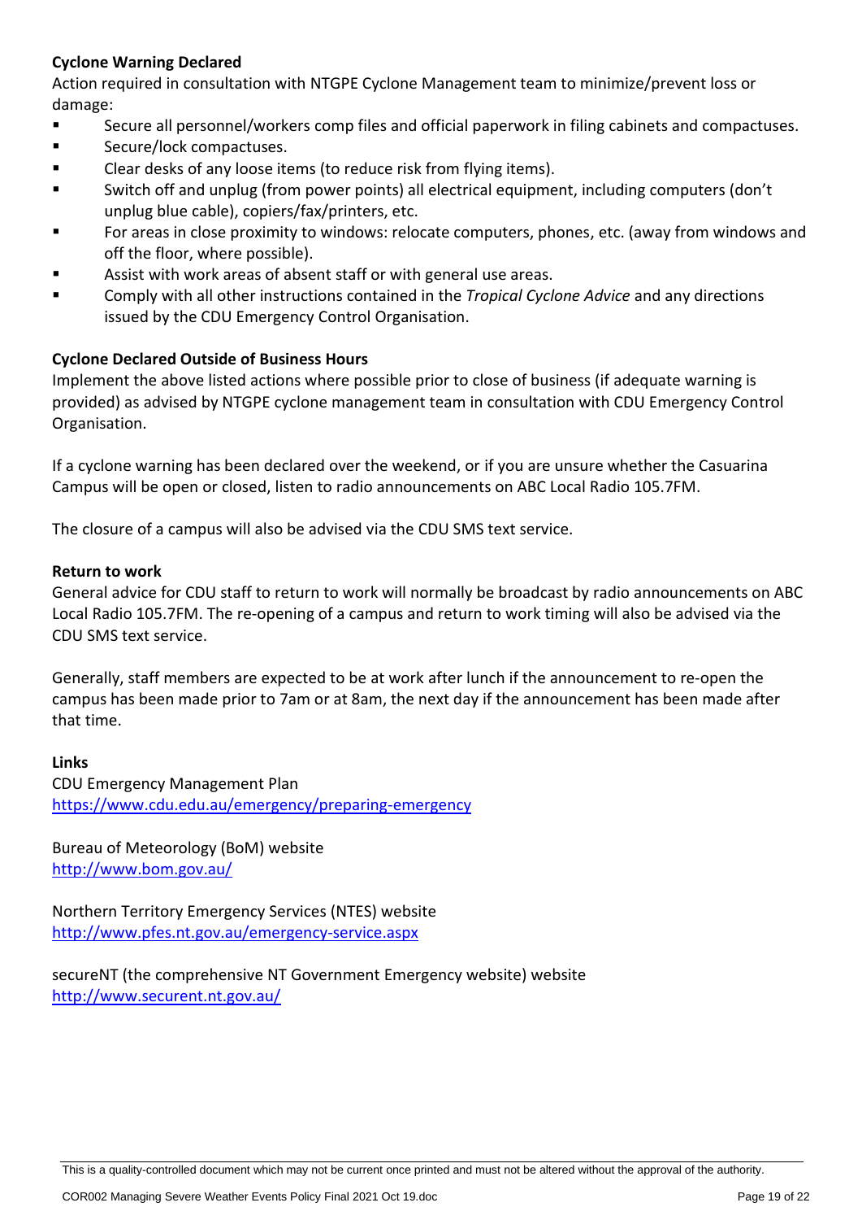**Cyclone Warning Declared**

Action required in consultation with NTGPE Cyclone Management team to minimize/prevent loss or damage:

- Secure all personnel/workers comp files and official paperwork in filing cabinets and compactuses.
- Secure/lock compactuses.
- Clear desks of any loose items (to reduce risk from flying items).
- Switch off and unplug (from power points) all electrical equipment, including computers (don't unplug blue cable), copiers/fax/printers, etc.
- For areas in close proximity to windows: relocate computers, phones, etc. (away from windows and off the floor, where possible).
- Assist with work areas of absent staff or with general use areas.
- Comply with all other instructions contained in the *Tropical Cyclone Advice* and any directions issued by the CDU Emergency Control Organisation.

**Cyclone Declared Outside of Business Hours**

Implement the above listed actions where possible prior to close of business (if adequate warning is provided) as advised by NTGPE cyclone management team in consultation with CDU Emergency Control Organisation.

If a cyclone warning has been declared over the weekend, or if you are unsure whether the Casuarina Campus will be open or closed, listen to radio announcements on ABC Local Radio 105.7FM.

The closure of a campus will also be advised via the CDU SMS text service.

**Return to work**

General advice for CDU staff to return to work will normally be broadcast by radio announcements on ABC Local Radio 105.7FM. The re-opening of a campus and return to work timing will also be advised via the CDU SMS text service.

Generally, staff members are expected to be at work after lunch if the announcement to re-open the campus has been made prior to 7am or at 8am, the next day if the announcement has been made after that time.

**Links**

CDU Emergency Management Plan
https://www.cdu.edu.au/emergency/preparing-emergency

Bureau of Meteorology (BoM) website
http://www.bom.gov.au/

Northern Territory Emergency Services (NTES) website
http://www.pfes.nt.gov.au/emergency-service.aspx

secureNT (the comprehensive NT Government Emergency website) website
http://www.securent.nt.gov.au/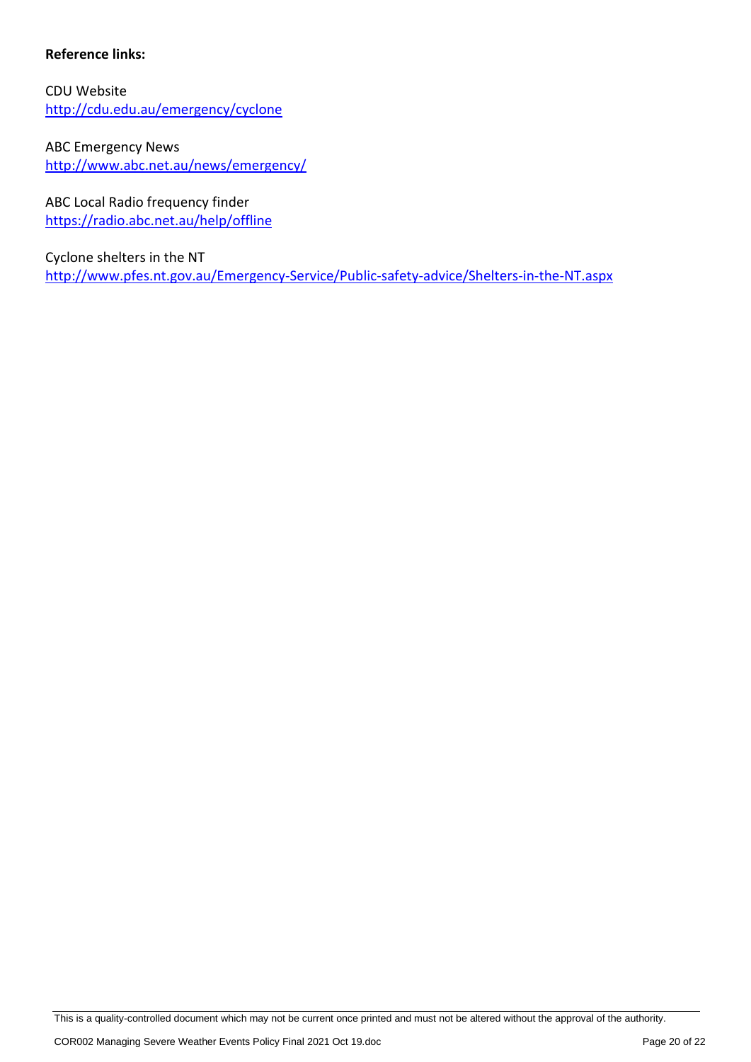**Reference links:**

CDU Website
http://cdu.edu.au/emergency/cyclone

ABC Emergency News
http://www.abc.net.au/news/emergency/

ABC Local Radio frequency finder
https://radio.abc.net.au/help/offline

Cyclone shelters in the NT
http://www.pfes.nt.gov.au/Emergency-Service/Public-safety-advice/Shelters-in-the-NT.aspx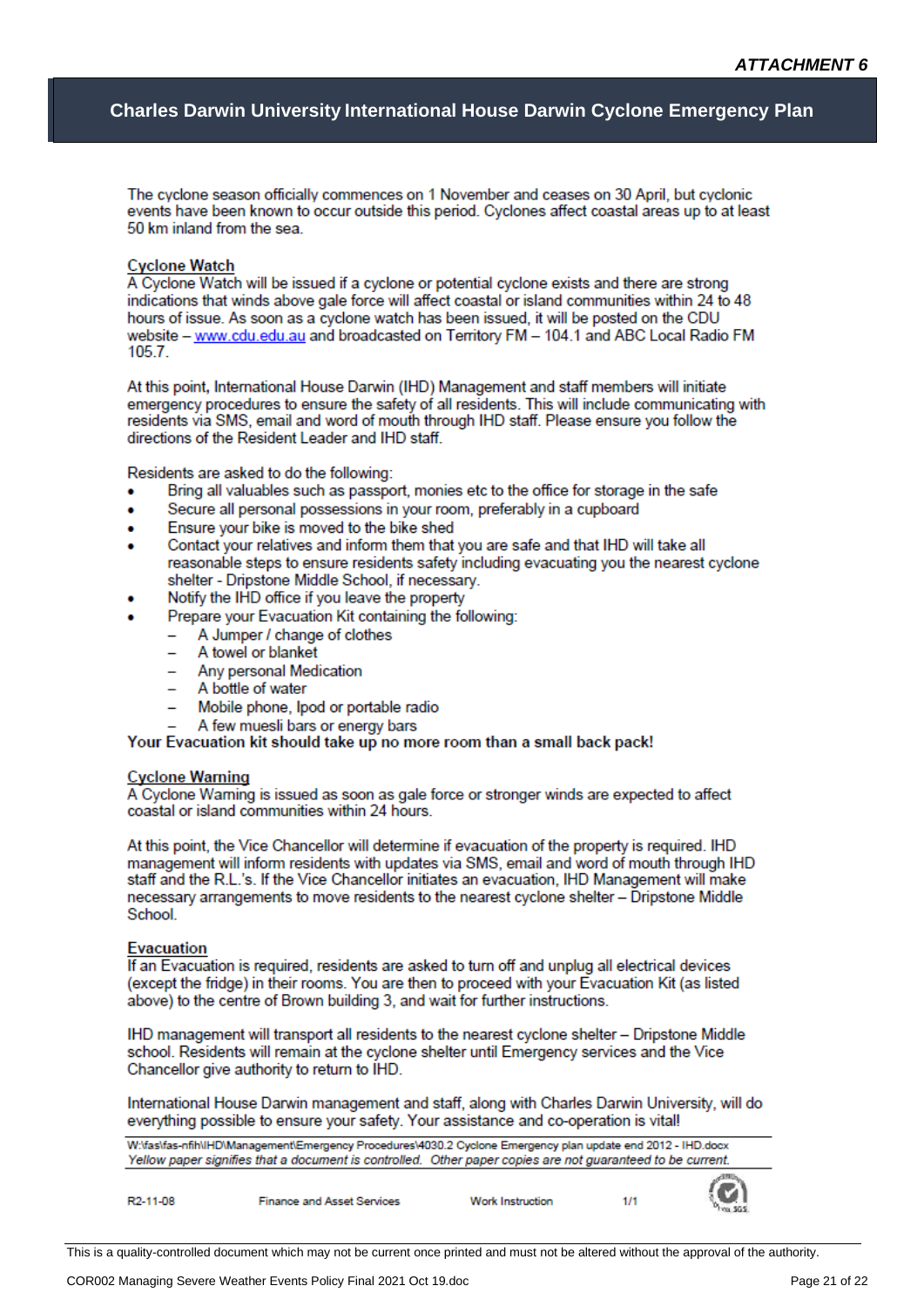*ATTACHMENT 6*

# Charles Darwin University International House Darwin Cyclone Emergency Plan

The cyclone season officially commences on 1 November and ceases on 30 April, but cyclonic events have been known to occur outside this period. Cyclones affect coastal areas up to at least 50 km inland from the sea.

## Cyclone Watch

A Cyclone Watch will be issued if a cyclone or potential cyclone exists and there are strong indications that winds above gale force will affect coastal or island communities within 24 to 48 hours of issue. As soon as a cyclone watch has been issued, it will be posted on the CDU website – www.cdu.edu.au and broadcasted on Territory FM – 104.1 and ABC Local Radio FM 105.7.

At this point, International House Darwin (IHD) Management and staff members will initiate emergency procedures to ensure the safety of all residents. This will include communicating with residents via SMS, email and word of mouth through IHD staff. Please ensure you follow the directions of the Resident Leader and IHD staff.

Residents are asked to do the following:

- Bring all valuables such as passport, monies etc to the office for storage in the safe
- Secure all personal possessions in your room, preferably in a cupboard
- Ensure your bike is moved to the bike shed
- Contact your relatives and inform them that you are safe and that IHD will take all reasonable steps to ensure residents safety including evacuating you the nearest cyclone shelter - Dripstone Middle School, if necessary.
- Notify the IHD office if you leave the property
- Prepare your Evacuation Kit containing the following:
  - A Jumper / change of clothes
  - A towel or blanket
  - Any personal Medication
  - A bottle of water
  - Mobile phone, Ipod or portable radio
  - A few muesli bars or energy bars

**Your Evacuation kit should take up no more room than a small back pack!**

## Cyclone Warning

A Cyclone Warning is issued as soon as gale force or stronger winds are expected to affect coastal or island communities within 24 hours.

At this point, the Vice Chancellor will determine if evacuation of the property is required. IHD management will inform residents with updates via SMS, email and word of mouth through IHD staff and the R.L.'s. If the Vice Chancellor initiates an evacuation, IHD Management will make necessary arrangements to move residents to the nearest cyclone shelter – Dripstone Middle School.

## Evacuation

If an Evacuation is required, residents are asked to turn off and unplug all electrical devices (except the fridge) in their rooms. You are then to proceed with your Evacuation Kit (as listed above) to the centre of Brown building 3, and wait for further instructions.

IHD management will transport all residents to the nearest cyclone shelter – Dripstone Middle school. Residents will remain at the cyclone shelter until Emergency services and the Vice Chancellor give authority to return to IHD.

International House Darwin management and staff, along with Charles Darwin University, will do everything possible to ensure your safety. Your assistance and co-operation is vital!

W:\fas\fas-nfih\IHD\Management\Emergency Procedures\4030.2 Cyclone Emergency plan update end 2012 - IHD.docx
*Yellow paper signifies that a document is controlled. Other paper copies are not guaranteed to be current.*

R2-11-08 | Finance and Asset Services | Work Instruction | 1/1

This is a quality-controlled document which may not be current once printed and must not be altered without the approval of the authority.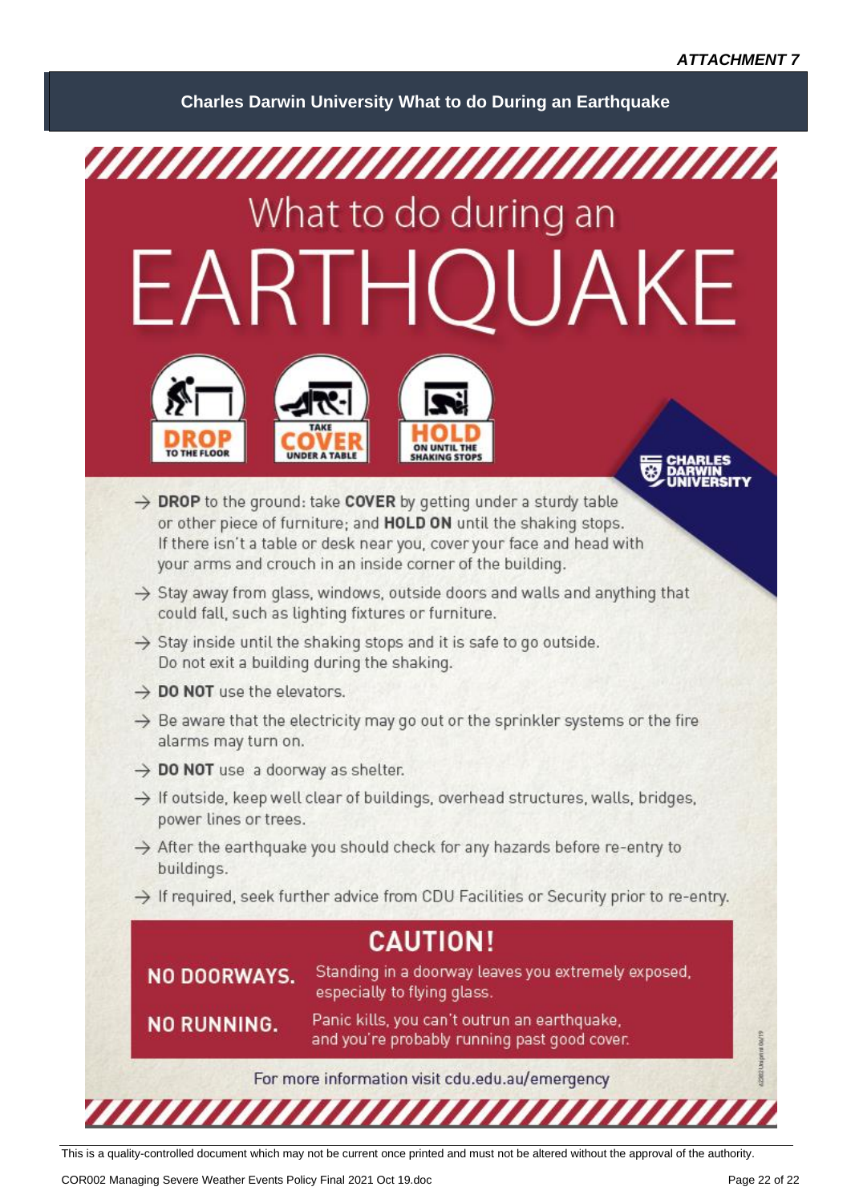***ATTACHMENT 7***

## Charles Darwin University What to do During an Earthquake

# What to do during an EARTHQUAKE

DROP TO THE FLOOR

TAKE COVER UNDER A TABLE

HOLD ON UNTIL THE SHAKING STOPS

CHARLES DARWIN UNIVERSITY

- → **DROP** to the ground: take **COVER** by getting under a sturdy table or other piece of furniture; and **HOLD ON** until the shaking stops. If there isn't a table or desk near you, cover your face and head with your arms and crouch in an inside corner of the building.
- → Stay away from glass, windows, outside doors and walls and anything that could fall, such as lighting fixtures or furniture.
- → Stay inside until the shaking stops and it is safe to go outside. Do not exit a building during the shaking.
- → **DO NOT** use the elevators.
- → Be aware that the electricity may go out or the sprinkler systems or the fire alarms may turn on.
- → **DO NOT** use a doorway as shelter.
- → If outside, keep well clear of buildings, overhead structures, walls, bridges, power lines or trees.
- → After the earthquake you should check for any hazards before re-entry to buildings.
- → If required, seek further advice from CDU Facilities or Security prior to re-entry.

## CAUTION!

**NO DOORWAYS.** Standing in a doorway leaves you extremely exposed, especially to flying glass.

**NO RUNNING.** Panic kills, you can't outrun an earthquake, and you're probably running past good cover.

For more information visit cdu.edu.au/emergency

This is a quality-controlled document which may not be current once printed and must not be altered without the approval of the authority.

COR002 Managing Severe Weather Events Policy Final 2021 Oct 19.doc